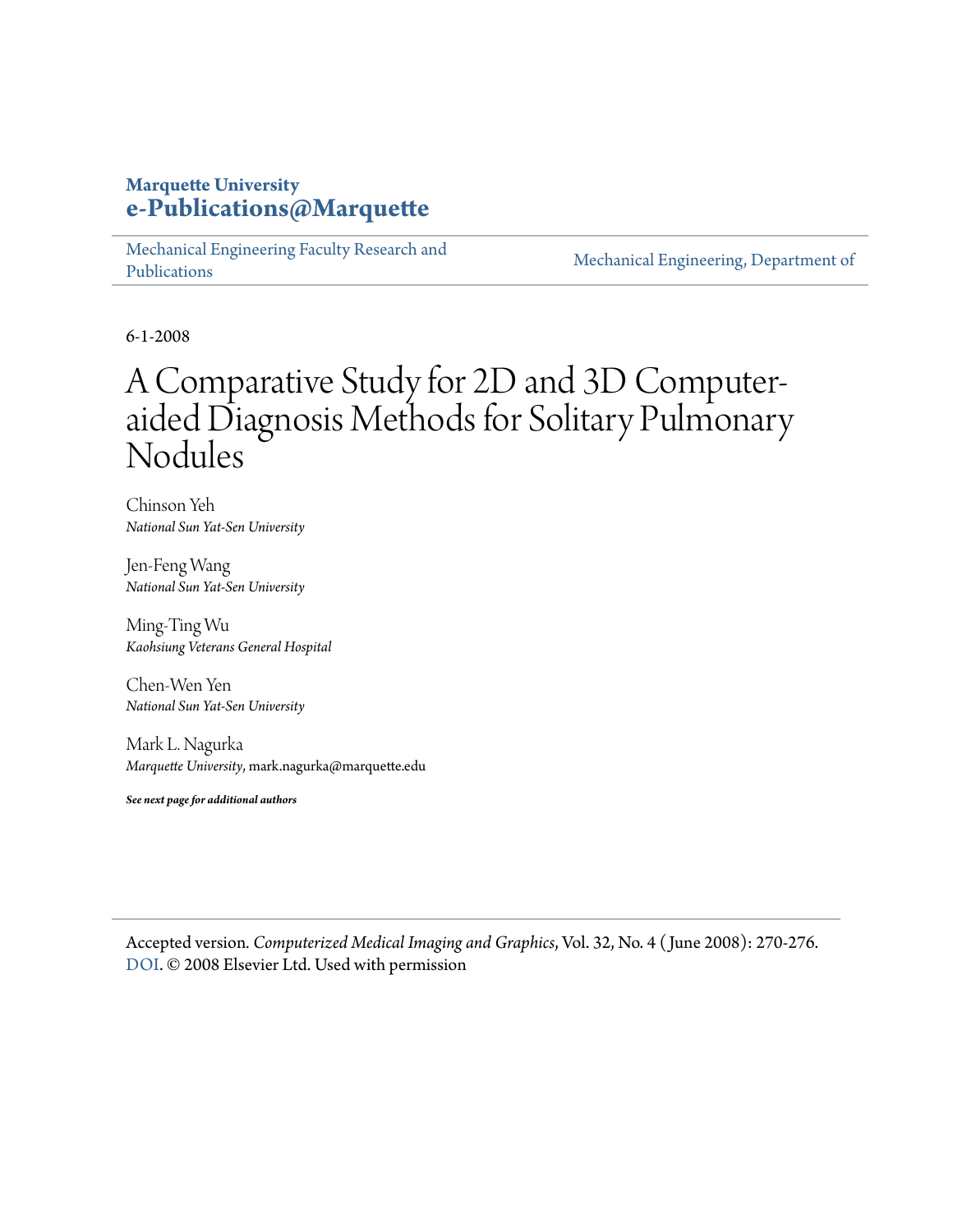**Marquette University**
**e-Publications@Marquette**

Mechanical Engineering Faculty Research and Publications | Mechanical Engineering, Department of

6-1-2008

# A Comparative Study for 2D and 3D Computer-aided Diagnosis Methods for Solitary Pulmonary Nodules

Chinson Yeh
*National Sun Yat-Sen University*

Jen-Feng Wang
*National Sun Yat-Sen University*

Ming-Ting Wu
*Kaohsiung Veterans General Hospital*

Chen-Wen Yen
*National Sun Yat-Sen University*

Mark L. Nagurka
*Marquette University*, mark.nagurka@marquette.edu

***See next page for additional authors***

Accepted version. *Computerized Medical Imaging and Graphics*, Vol. 32, No. 4 (June 2008): 270-276. DOI. © 2008 Elsevier Ltd. Used with permission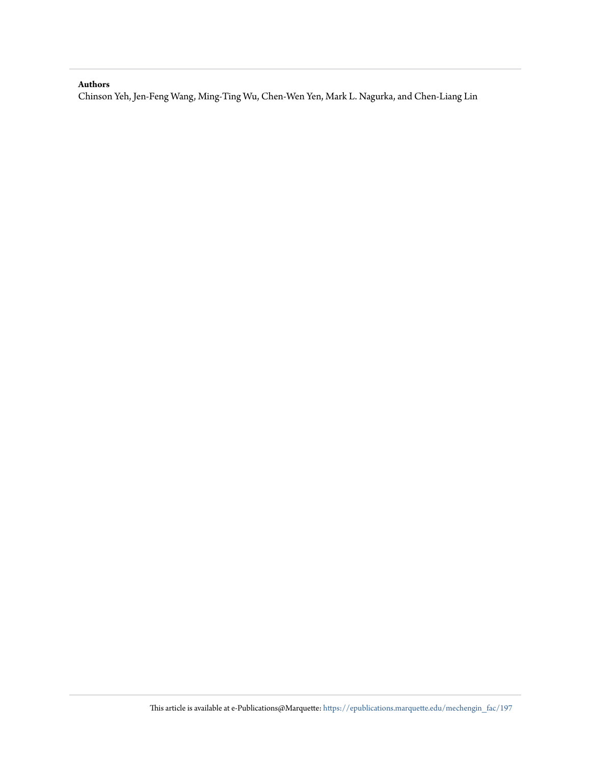**Authors**

Chinson Yeh, Jen-Feng Wang, Ming-Ting Wu, Chen-Wen Yen, Mark L. Nagurka, and Chen-Liang Lin

This article is available at e-Publications@Marquette: https://epublications.marquette.edu/mechengin_fac/197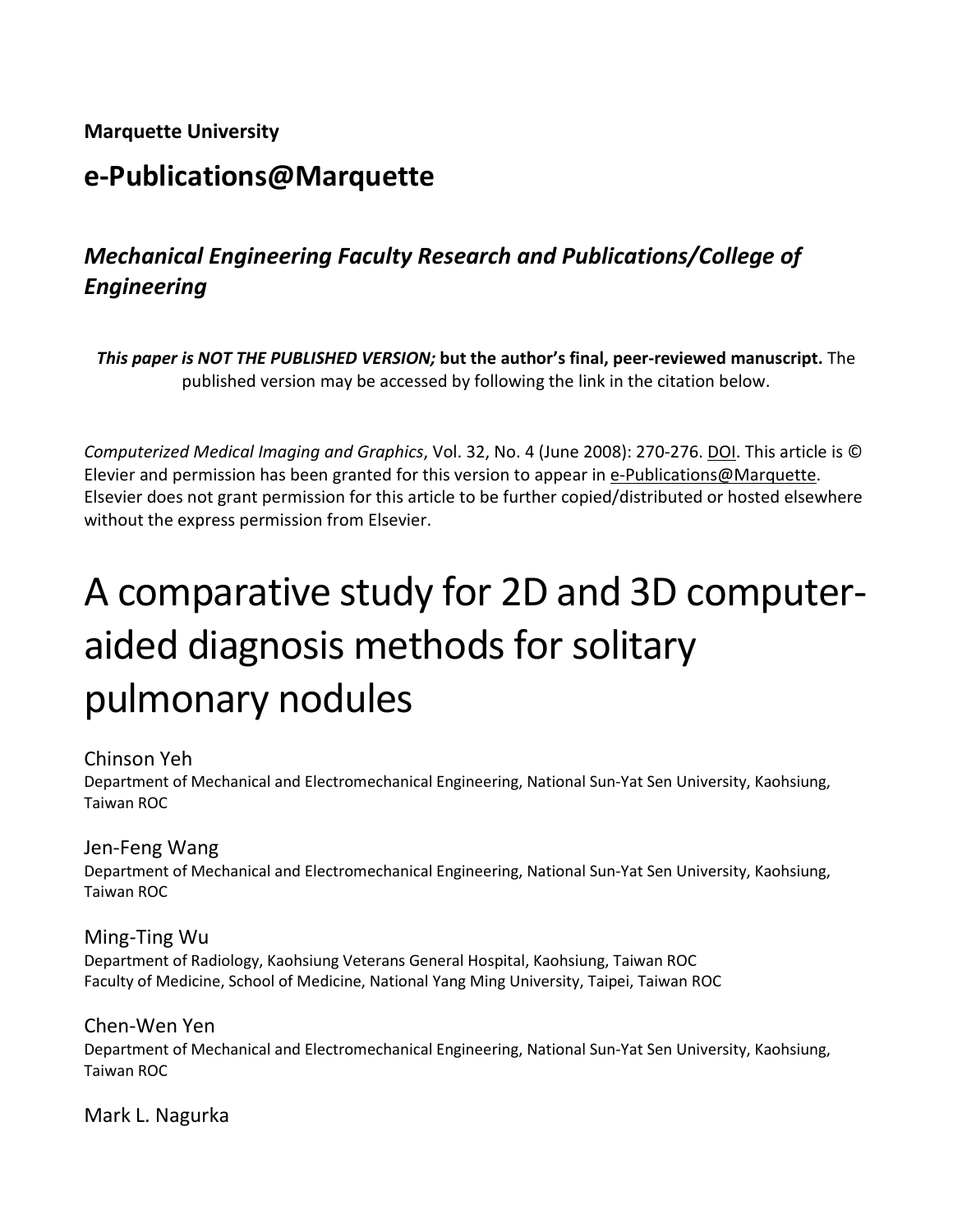**Marquette University**

## e-Publications@Marquette

### *Mechanical Engineering Faculty Research and Publications/College of Engineering*

***This paper is NOT THE PUBLISHED VERSION;* but the author's final, peer-reviewed manuscript.** The published version may be accessed by following the link in the citation below.

*Computerized Medical Imaging and Graphics*, Vol. 32, No. 4 (June 2008): 270-276. DOI. This article is © Elevier and permission has been granted for this version to appear in e-Publications@Marquette. Elsevier does not grant permission for this article to be further copied/distributed or hosted elsewhere without the express permission from Elsevier.

# A comparative study for 2D and 3D computer-aided diagnosis methods for solitary pulmonary nodules

Chinson Yeh
Department of Mechanical and Electromechanical Engineering, National Sun-Yat Sen University, Kaohsiung, Taiwan ROC

Jen-Feng Wang
Department of Mechanical and Electromechanical Engineering, National Sun-Yat Sen University, Kaohsiung, Taiwan ROC

Ming-Ting Wu
Department of Radiology, Kaohsiung Veterans General Hospital, Kaohsiung, Taiwan ROC
Faculty of Medicine, School of Medicine, National Yang Ming University, Taipei, Taiwan ROC

Chen-Wen Yen
Department of Mechanical and Electromechanical Engineering, National Sun-Yat Sen University, Kaohsiung, Taiwan ROC

Mark L. Nagurka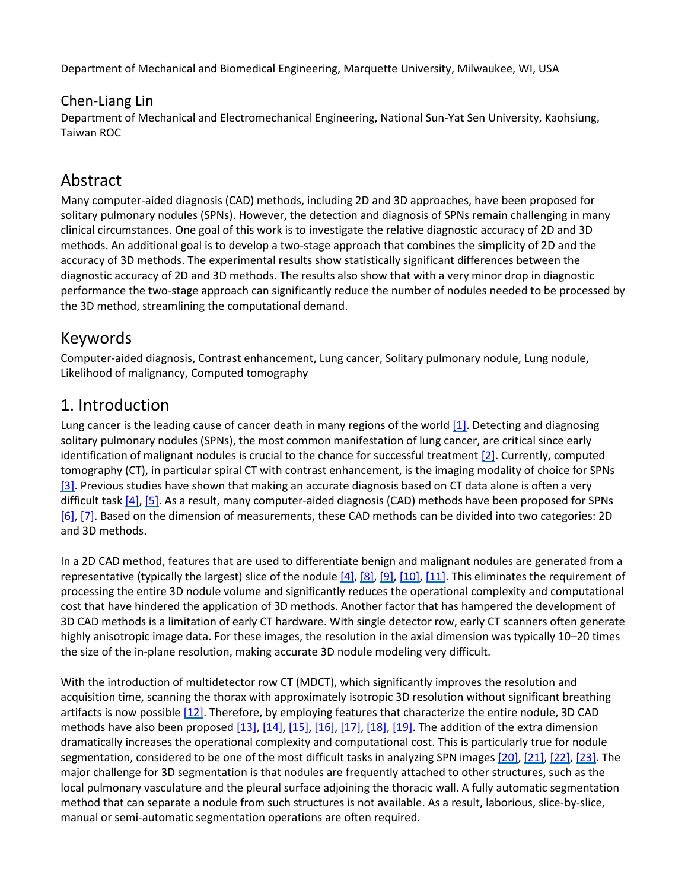Department of Mechanical and Biomedical Engineering, Marquette University, Milwaukee, WI, USA

Chen-Liang Lin

Department of Mechanical and Electromechanical Engineering, National Sun-Yat Sen University, Kaohsiung, Taiwan ROC

## Abstract

Many computer-aided diagnosis (CAD) methods, including 2D and 3D approaches, have been proposed for solitary pulmonary nodules (SPNs). However, the detection and diagnosis of SPNs remain challenging in many clinical circumstances. One goal of this work is to investigate the relative diagnostic accuracy of 2D and 3D methods. An additional goal is to develop a two-stage approach that combines the simplicity of 2D and the accuracy of 3D methods. The experimental results show statistically significant differences between the diagnostic accuracy of 2D and 3D methods. The results also show that with a very minor drop in diagnostic performance the two-stage approach can significantly reduce the number of nodules needed to be processed by the 3D method, streamlining the computational demand.

## Keywords

Computer-aided diagnosis, Contrast enhancement, Lung cancer, Solitary pulmonary nodule, Lung nodule, Likelihood of malignancy, Computed tomography

## 1. Introduction

Lung cancer is the leading cause of cancer death in many regions of the world [1]. Detecting and diagnosing solitary pulmonary nodules (SPNs), the most common manifestation of lung cancer, are critical since early identification of malignant nodules is crucial to the chance for successful treatment [2]. Currently, computed tomography (CT), in particular spiral CT with contrast enhancement, is the imaging modality of choice for SPNs [3]. Previous studies have shown that making an accurate diagnosis based on CT data alone is often a very difficult task [4], [5]. As a result, many computer-aided diagnosis (CAD) methods have been proposed for SPNs [6], [7]. Based on the dimension of measurements, these CAD methods can be divided into two categories: 2D and 3D methods.

In a 2D CAD method, features that are used to differentiate benign and malignant nodules are generated from a representative (typically the largest) slice of the nodule [4], [8], [9], [10], [11]. This eliminates the requirement of processing the entire 3D nodule volume and significantly reduces the operational complexity and computational cost that have hindered the application of 3D methods. Another factor that has hampered the development of 3D CAD methods is a limitation of early CT hardware. With single detector row, early CT scanners often generate highly anisotropic image data. For these images, the resolution in the axial dimension was typically 10–20 times the size of the in-plane resolution, making accurate 3D nodule modeling very difficult.

With the introduction of multidetector row CT (MDCT), which significantly improves the resolution and acquisition time, scanning the thorax with approximately isotropic 3D resolution without significant breathing artifacts is now possible [12]. Therefore, by employing features that characterize the entire nodule, 3D CAD methods have also been proposed [13], [14], [15], [16], [17], [18], [19]. The addition of the extra dimension dramatically increases the operational complexity and computational cost. This is particularly true for nodule segmentation, considered to be one of the most difficult tasks in analyzing SPN images [20], [21], [22], [23]. The major challenge for 3D segmentation is that nodules are frequently attached to other structures, such as the local pulmonary vasculature and the pleural surface adjoining the thoracic wall. A fully automatic segmentation method that can separate a nodule from such structures is not available. As a result, laborious, slice-by-slice, manual or semi-automatic segmentation operations are often required.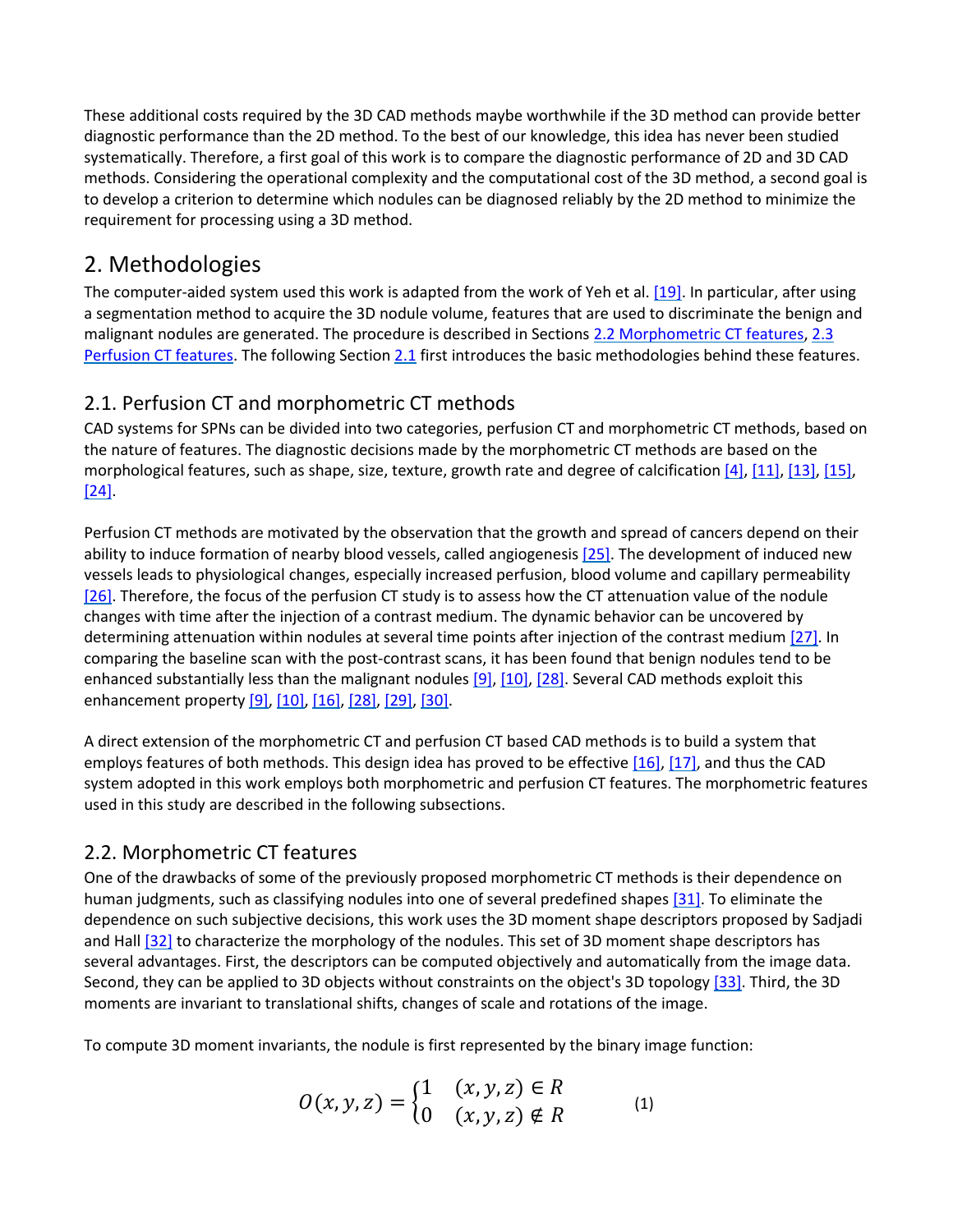These additional costs required by the 3D CAD methods maybe worthwhile if the 3D method can provide better diagnostic performance than the 2D method. To the best of our knowledge, this idea has never been studied systematically. Therefore, a first goal of this work is to compare the diagnostic performance of 2D and 3D CAD methods. Considering the operational complexity and the computational cost of the 3D method, a second goal is to develop a criterion to determine which nodules can be diagnosed reliably by the 2D method to minimize the requirement for processing using a 3D method.

## 2. Methodologies

The computer-aided system used this work is adapted from the work of Yeh et al. [19]. In particular, after using a segmentation method to acquire the 3D nodule volume, features that are used to discriminate the benign and malignant nodules are generated. The procedure is described in Sections 2.2 Morphometric CT features, 2.3 Perfusion CT features. The following Section 2.1 first introduces the basic methodologies behind these features.

### 2.1. Perfusion CT and morphometric CT methods

CAD systems for SPNs can be divided into two categories, perfusion CT and morphometric CT methods, based on the nature of features. The diagnostic decisions made by the morphometric CT methods are based on the morphological features, such as shape, size, texture, growth rate and degree of calcification [4], [11], [13], [15], [24].

Perfusion CT methods are motivated by the observation that the growth and spread of cancers depend on their ability to induce formation of nearby blood vessels, called angiogenesis [25]. The development of induced new vessels leads to physiological changes, especially increased perfusion, blood volume and capillary permeability [26]. Therefore, the focus of the perfusion CT study is to assess how the CT attenuation value of the nodule changes with time after the injection of a contrast medium. The dynamic behavior can be uncovered by determining attenuation within nodules at several time points after injection of the contrast medium [27]. In comparing the baseline scan with the post-contrast scans, it has been found that benign nodules tend to be enhanced substantially less than the malignant nodules [9], [10], [28]. Several CAD methods exploit this enhancement property [9], [10], [16], [28], [29], [30].

A direct extension of the morphometric CT and perfusion CT based CAD methods is to build a system that employs features of both methods. This design idea has proved to be effective [16], [17], and thus the CAD system adopted in this work employs both morphometric and perfusion CT features. The morphometric features used in this study are described in the following subsections.

### 2.2. Morphometric CT features

One of the drawbacks of some of the previously proposed morphometric CT methods is their dependence on human judgments, such as classifying nodules into one of several predefined shapes [31]. To eliminate the dependence on such subjective decisions, this work uses the 3D moment shape descriptors proposed by Sadjadi and Hall [32] to characterize the morphology of the nodules. This set of 3D moment shape descriptors has several advantages. First, the descriptors can be computed objectively and automatically from the image data. Second, they can be applied to 3D objects without constraints on the object's 3D topology [33]. Third, the 3D moments are invariant to translational shifts, changes of scale and rotations of the image.

To compute 3D moment invariants, the nodule is first represented by the binary image function:

$$O(x,y,z) = \begin{cases} 1 & (x,y,z) \in R \\ 0 & (x,y,z) \notin R \end{cases} \qquad (1)$$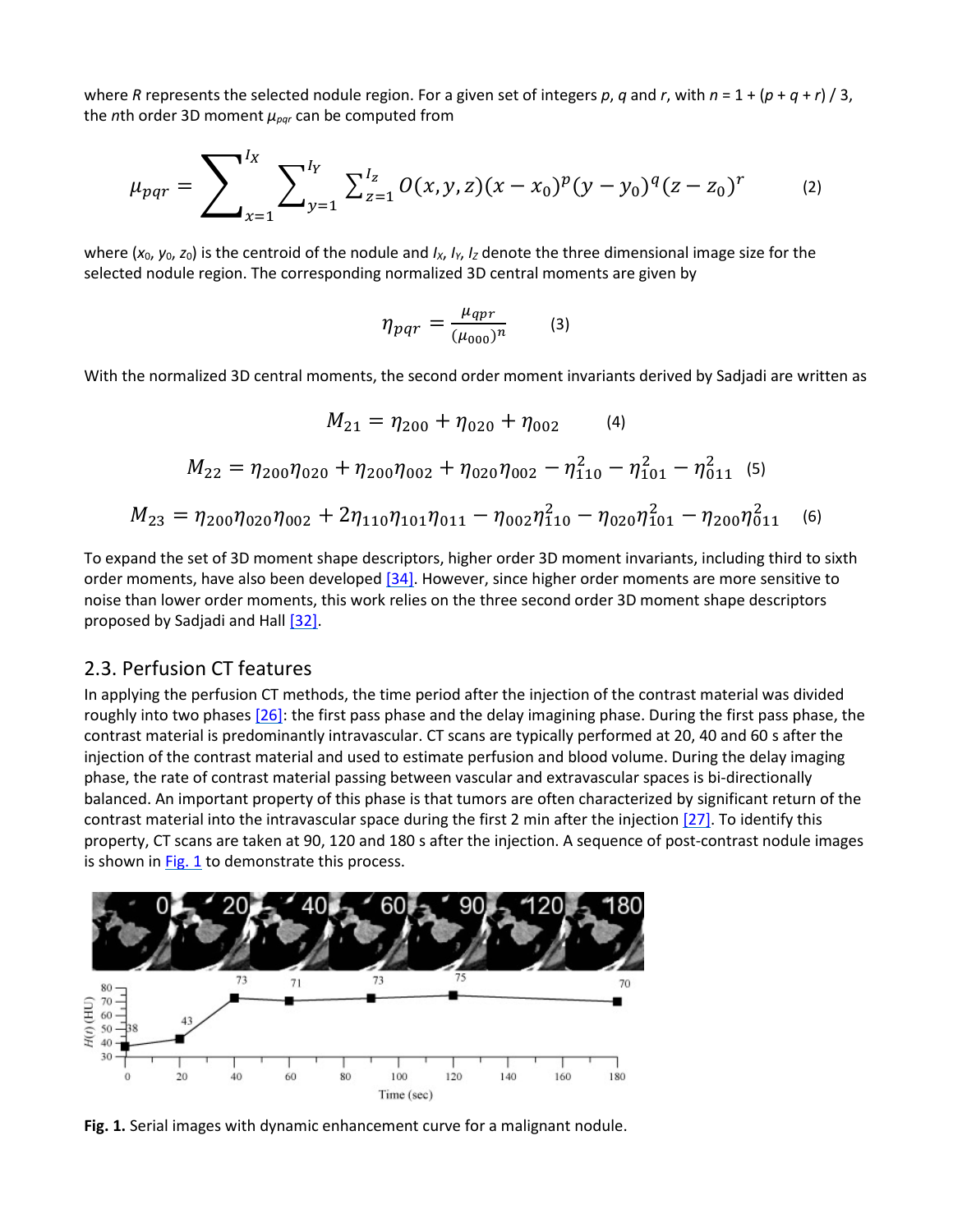where *R* represents the selected nodule region. For a given set of integers *p*, *q* and *r*, with $n = 1 + (p + q + r) / 3$, the *n*th order 3D moment $\mu_{pqr}$ can be computed from

$$\mu_{pqr} = \sum_{x=1}^{I_X} \sum_{y=1}^{I_Y} \sum_{z=1}^{I_Z} O(x, y, z)(x - x_0)^p (y - y_0)^q (z - z_0)^r \qquad (2)$$

where $(x_0, y_0, z_0)$ is the centroid of the nodule and $I_X$, $I_Y$, $I_Z$ denote the three dimensional image size for the selected nodule region. The corresponding normalized 3D central moments are given by

$$\eta_{pqr} = \frac{\mu_{qpr}}{(\mu_{000})^n} \qquad (3)$$

With the normalized 3D central moments, the second order moment invariants derived by Sadjadi are written as

$$M_{21} = \eta_{200} + \eta_{020} + \eta_{002} \qquad (4)$$

$$M_{22} = \eta_{200}\eta_{020} + \eta_{200}\eta_{002} + \eta_{020}\eta_{002} - \eta_{110}^2 - \eta_{101}^2 - \eta_{011}^2 \qquad (5)$$

$$M_{23} = \eta_{200}\eta_{020}\eta_{002} + 2\eta_{110}\eta_{101}\eta_{011} - \eta_{002}\eta_{110}^2 - \eta_{020}\eta_{101}^2 - \eta_{200}\eta_{011}^2 \qquad (6)$$

To expand the set of 3D moment shape descriptors, higher order 3D moment invariants, including third to sixth order moments, have also been developed [34]. However, since higher order moments are more sensitive to noise than lower order moments, this work relies on the three second order 3D moment shape descriptors proposed by Sadjadi and Hall [32].

## 2.3. Perfusion CT features

In applying the perfusion CT methods, the time period after the injection of the contrast material was divided roughly into two phases [26]: the first pass phase and the delay imagining phase. During the first pass phase, the contrast material is predominantly intravascular. CT scans are typically performed at 20, 40 and 60 s after the injection of the contrast material and used to estimate perfusion and blood volume. During the delay imaging phase, the rate of contrast material passing between vascular and extravascular spaces is bi-directionally balanced. An important property of this phase is that tumors are often characterized by significant return of the contrast material into the intravascular space during the first 2 min after the injection [27]. To identify this property, CT scans are taken at 90, 120 and 180 s after the injection. A sequence of post-contrast nodule images is shown in Fig. 1 to demonstrate this process.

**Fig. 1.** Serial images with dynamic enhancement curve for a malignant nodule.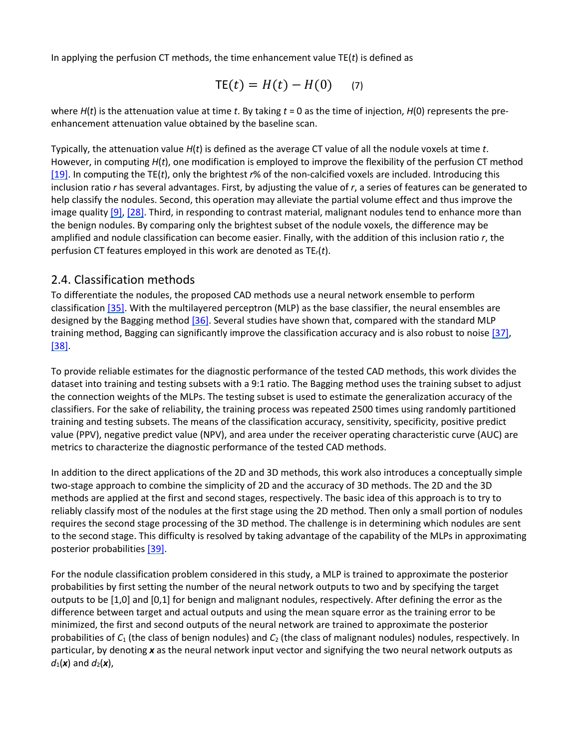In applying the perfusion CT methods, the time enhancement value TE($t$) is defined as

$$\text{TE}(t) = H(t) - H(0) \qquad (7)$$

where $H(t)$ is the attenuation value at time $t$. By taking $t$ = 0 as the time of injection, $H(0)$ represents the pre-enhancement attenuation value obtained by the baseline scan.

Typically, the attenuation value $H(t)$ is defined as the average CT value of all the nodule voxels at time $t$. However, in computing $H(t)$, one modification is employed to improve the flexibility of the perfusion CT method [19]. In computing the TE($t$), only the brightest $r$% of the non-calcified voxels are included. Introducing this inclusion ratio $r$ has several advantages. First, by adjusting the value of $r$, a series of features can be generated to help classify the nodules. Second, this operation may alleviate the partial volume effect and thus improve the image quality [9], [28]. Third, in responding to contrast material, malignant nodules tend to enhance more than the benign nodules. By comparing only the brightest subset of the nodule voxels, the difference may be amplified and nodule classification can become easier. Finally, with the addition of this inclusion ratio $r$, the perfusion CT features employed in this work are denoted as $\text{TE}_r(t)$.

## 2.4. Classification methods

To differentiate the nodules, the proposed CAD methods use a neural network ensemble to perform classification [35]. With the multilayered perceptron (MLP) as the base classifier, the neural ensembles are designed by the Bagging method [36]. Several studies have shown that, compared with the standard MLP training method, Bagging can significantly improve the classification accuracy and is also robust to noise [37], [38].

To provide reliable estimates for the diagnostic performance of the tested CAD methods, this work divides the dataset into training and testing subsets with a 9:1 ratio. The Bagging method uses the training subset to adjust the connection weights of the MLPs. The testing subset is used to estimate the generalization accuracy of the classifiers. For the sake of reliability, the training process was repeated 2500 times using randomly partitioned training and testing subsets. The means of the classification accuracy, sensitivity, specificity, positive predict value (PPV), negative predict value (NPV), and area under the receiver operating characteristic curve (AUC) are metrics to characterize the diagnostic performance of the tested CAD methods.

In addition to the direct applications of the 2D and 3D methods, this work also introduces a conceptually simple two-stage approach to combine the simplicity of 2D and the accuracy of 3D methods. The 2D and the 3D methods are applied at the first and second stages, respectively. The basic idea of this approach is to try to reliably classify most of the nodules at the first stage using the 2D method. Then only a small portion of nodules requires the second stage processing of the 3D method. The challenge is in determining which nodules are sent to the second stage. This difficulty is resolved by taking advantage of the capability of the MLPs in approximating posterior probabilities [39].

For the nodule classification problem considered in this study, a MLP is trained to approximate the posterior probabilities by first setting the number of the neural network outputs to two and by specifying the target outputs to be [1,0] and [0,1] for benign and malignant nodules, respectively. After defining the error as the difference between target and actual outputs and using the mean square error as the training error to be minimized, the first and second outputs of the neural network are trained to approximate the posterior probabilities of $C_1$ (the class of benign nodules) and $C_2$ (the class of malignant nodules) nodules, respectively. In particular, by denoting $\boldsymbol{x}$ as the neural network input vector and signifying the two neural network outputs as $d_1(\boldsymbol{x})$ and $d_2(\boldsymbol{x})$,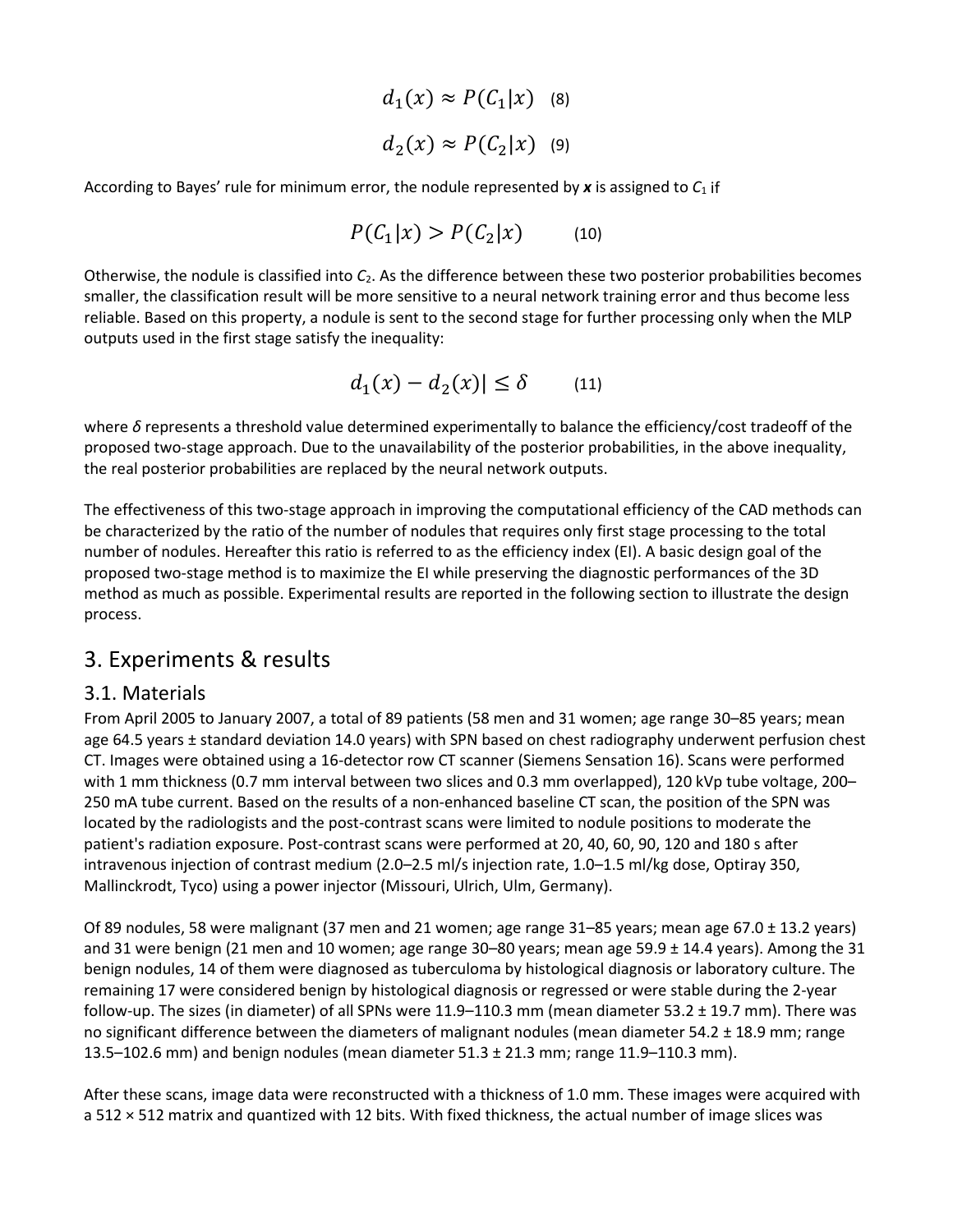$$d_1(x) \approx P(C_1|x) \quad (8)$$

$$d_2(x) \approx P(C_2|x) \quad (9)$$

According to Bayes' rule for minimum error, the nodule represented by $\boldsymbol{x}$ is assigned to $C_1$ if

$$P(C_1|x) > P(C_2|x) \qquad (10)$$

Otherwise, the nodule is classified into $C_2$. As the difference between these two posterior probabilities becomes smaller, the classification result will be more sensitive to a neural network training error and thus become less reliable. Based on this property, a nodule is sent to the second stage for further processing only when the MLP outputs used in the first stage satisfy the inequality:

$$d_1(x) - d_2(x)| \leq \delta \qquad (11)$$

where $\delta$ represents a threshold value determined experimentally to balance the efficiency/cost tradeoff of the proposed two-stage approach. Due to the unavailability of the posterior probabilities, in the above inequality, the real posterior probabilities are replaced by the neural network outputs.

The effectiveness of this two-stage approach in improving the computational efficiency of the CAD methods can be characterized by the ratio of the number of nodules that requires only first stage processing to the total number of nodules. Hereafter this ratio is referred to as the efficiency index (EI). A basic design goal of the proposed two-stage method is to maximize the EI while preserving the diagnostic performances of the 3D method as much as possible. Experimental results are reported in the following section to illustrate the design process.

## 3. Experiments & results

### 3.1. Materials

From April 2005 to January 2007, a total of 89 patients (58 men and 31 women; age range 30–85 years; mean age 64.5 years ± standard deviation 14.0 years) with SPN based on chest radiography underwent perfusion chest CT. Images were obtained using a 16-detector row CT scanner (Siemens Sensation 16). Scans were performed with 1 mm thickness (0.7 mm interval between two slices and 0.3 mm overlapped), 120 kVp tube voltage, 200–250 mA tube current. Based on the results of a non-enhanced baseline CT scan, the position of the SPN was located by the radiologists and the post-contrast scans were limited to nodule positions to moderate the patient's radiation exposure. Post-contrast scans were performed at 20, 40, 60, 90, 120 and 180 s after intravenous injection of contrast medium (2.0–2.5 ml/s injection rate, 1.0–1.5 ml/kg dose, Optiray 350, Mallinckrodt, Tyco) using a power injector (Missouri, Ulrich, Ulm, Germany).

Of 89 nodules, 58 were malignant (37 men and 21 women; age range 31–85 years; mean age 67.0 ± 13.2 years) and 31 were benign (21 men and 10 women; age range 30–80 years; mean age 59.9 ± 14.4 years). Among the 31 benign nodules, 14 of them were diagnosed as tuberculoma by histological diagnosis or laboratory culture. The remaining 17 were considered benign by histological diagnosis or regressed or were stable during the 2-year follow-up. The sizes (in diameter) of all SPNs were 11.9–110.3 mm (mean diameter 53.2 ± 19.7 mm). There was no significant difference between the diameters of malignant nodules (mean diameter 54.2 ± 18.9 mm; range 13.5–102.6 mm) and benign nodules (mean diameter 51.3 ± 21.3 mm; range 11.9–110.3 mm).

After these scans, image data were reconstructed with a thickness of 1.0 mm. These images were acquired with a 512 × 512 matrix and quantized with 12 bits. With fixed thickness, the actual number of image slices was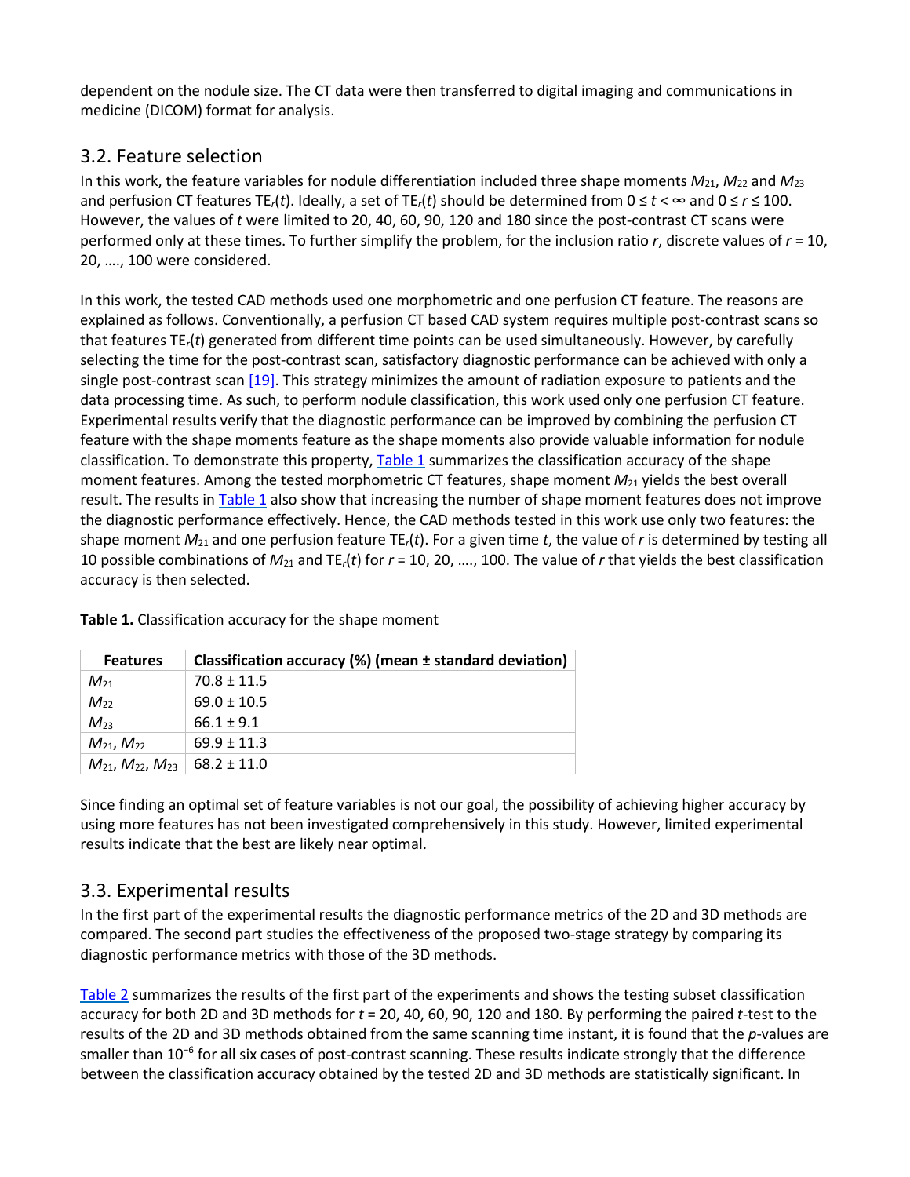dependent on the nodule size. The CT data were then transferred to digital imaging and communications in medicine (DICOM) format for analysis.

## 3.2. Feature selection

In this work, the feature variables for nodule differentiation included three shape moments $M_{21}$, $M_{22}$ and $M_{23}$ and perfusion CT features $TE_r(t)$. Ideally, a set of $TE_r(t)$ should be determined from $0 \leq t < \infty$ and $0 \leq r \leq 100$. However, the values of $t$ were limited to 20, 40, 60, 90, 120 and 180 since the post-contrast CT scans were performed only at these times. To further simplify the problem, for the inclusion ratio $r$, discrete values of $r$ = 10, 20, …., 100 were considered.

In this work, the tested CAD methods used one morphometric and one perfusion CT feature. The reasons are explained as follows. Conventionally, a perfusion CT based CAD system requires multiple post-contrast scans so that features $TE_r(t)$ generated from different time points can be used simultaneously. However, by carefully selecting the time for the post-contrast scan, satisfactory diagnostic performance can be achieved with only a single post-contrast scan [19]. This strategy minimizes the amount of radiation exposure to patients and the data processing time. As such, to perform nodule classification, this work used only one perfusion CT feature. Experimental results verify that the diagnostic performance can be improved by combining the perfusion CT feature with the shape moments feature as the shape moments also provide valuable information for nodule classification. To demonstrate this property, Table 1 summarizes the classification accuracy of the shape moment features. Among the tested morphometric CT features, shape moment $M_{21}$ yields the best overall result. The results in Table 1 also show that increasing the number of shape moment features does not improve the diagnostic performance effectively. Hence, the CAD methods tested in this work use only two features: the shape moment $M_{21}$ and one perfusion feature $TE_r(t)$. For a given time $t$, the value of $r$ is determined by testing all 10 possible combinations of $M_{21}$ and $TE_r(t)$ for $r$ = 10, 20, …., 100. The value of $r$ that yields the best classification accuracy is then selected.

**Table 1.** Classification accuracy for the shape moment

| Features | Classification accuracy (%) (mean ± standard deviation) |
| --- | --- |
| $M_{21}$ | 70.8 ± 11.5 |
| $M_{22}$ | 69.0 ± 10.5 |
| $M_{23}$ | 66.1 ± 9.1 |
| $M_{21}$, $M_{22}$ | 69.9 ± 11.3 |
| $M_{21}$, $M_{22}$, $M_{23}$ | 68.2 ± 11.0 |

Since finding an optimal set of feature variables is not our goal, the possibility of achieving higher accuracy by using more features has not been investigated comprehensively in this study. However, limited experimental results indicate that the best are likely near optimal.

## 3.3. Experimental results

In the first part of the experimental results the diagnostic performance metrics of the 2D and 3D methods are compared. The second part studies the effectiveness of the proposed two-stage strategy by comparing its diagnostic performance metrics with those of the 3D methods.

Table 2 summarizes the results of the first part of the experiments and shows the testing subset classification accuracy for both 2D and 3D methods for $t$ = 20, 40, 60, 90, 120 and 180. By performing the paired $t$-test to the results of the 2D and 3D methods obtained from the same scanning time instant, it is found that the $p$-values are smaller than $10^{-6}$ for all six cases of post-contrast scanning. These results indicate strongly that the difference between the classification accuracy obtained by the tested 2D and 3D methods are statistically significant. In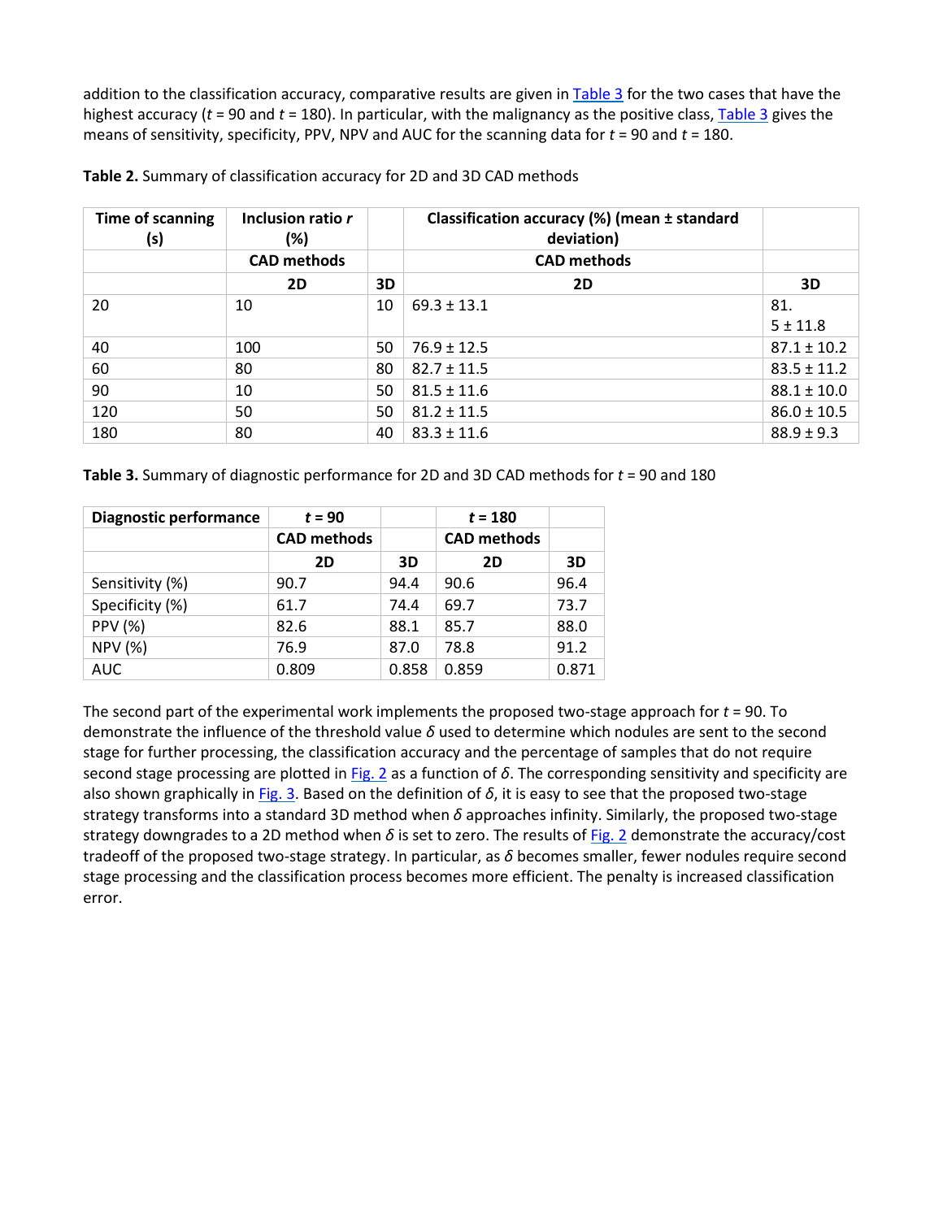addition to the classification accuracy, comparative results are given in Table 3 for the two cases that have the highest accuracy ($t$ = 90 and $t$ = 180). In particular, with the malignancy as the positive class, Table 3 gives the means of sensitivity, specificity, PPV, NPV and AUC for the scanning data for $t$ = 90 and $t$ = 180.

**Table 2.** Summary of classification accuracy for 2D and 3D CAD methods

| Time of scanning (s) | Inclusion ratio *r* (%) | | Classification accuracy (%) (mean ± standard deviation) | |
|---|---|---|---|---|
| | CAD methods | | CAD methods | |
| | 2D | 3D | 2D | 3D |
| 20 | 10 | 10 | 69.3 ± 13.1 | 81.5 ± 11.8 |
| 40 | 100 | 50 | 76.9 ± 12.5 | 87.1 ± 10.2 |
| 60 | 80 | 80 | 82.7 ± 11.5 | 83.5 ± 11.2 |
| 90 | 10 | 50 | 81.5 ± 11.6 | 88.1 ± 10.0 |
| 120 | 50 | 50 | 81.2 ± 11.5 | 86.0 ± 10.5 |
| 180 | 80 | 40 | 83.3 ± 11.6 | 88.9 ± 9.3 |

**Table 3.** Summary of diagnostic performance for 2D and 3D CAD methods for $t$ = 90 and 180

| Diagnostic performance | $t$ = 90 | | $t$ = 180 | |
|---|---|---|---|---|
| | CAD methods | | CAD methods | |
| | 2D | 3D | 2D | 3D |
| Sensitivity (%) | 90.7 | 94.4 | 90.6 | 96.4 |
| Specificity (%) | 61.7 | 74.4 | 69.7 | 73.7 |
| PPV (%) | 82.6 | 88.1 | 85.7 | 88.0 |
| NPV (%) | 76.9 | 87.0 | 78.8 | 91.2 |
| AUC | 0.809 | 0.858 | 0.859 | 0.871 |

The second part of the experimental work implements the proposed two-stage approach for $t$ = 90. To demonstrate the influence of the threshold value $\delta$ used to determine which nodules are sent to the second stage for further processing, the classification accuracy and the percentage of samples that do not require second stage processing are plotted in Fig. 2 as a function of $\delta$. The corresponding sensitivity and specificity are also shown graphically in Fig. 3. Based on the definition of $\delta$, it is easy to see that the proposed two-stage strategy transforms into a standard 3D method when $\delta$ approaches infinity. Similarly, the proposed two-stage strategy downgrades to a 2D method when $\delta$ is set to zero. The results of Fig. 2 demonstrate the accuracy/cost tradeoff of the proposed two-stage strategy. In particular, as $\delta$ becomes smaller, fewer nodules require second stage processing and the classification process becomes more efficient. The penalty is increased classification error.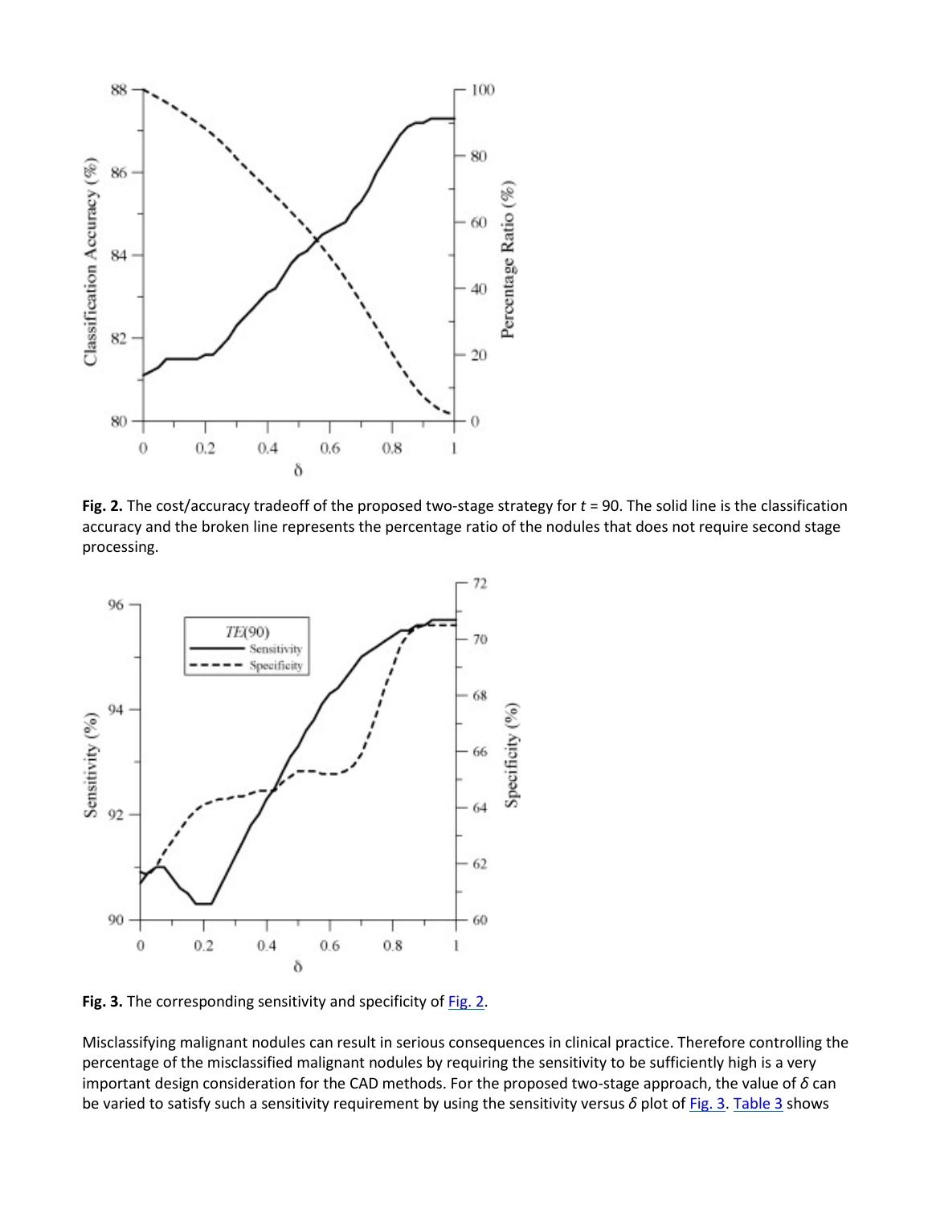**Fig. 2.** The cost/accuracy tradeoff of the proposed two-stage strategy for $t$ = 90. The solid line is the classification accuracy and the broken line represents the percentage ratio of the nodules that does not require second stage processing.

**Fig. 3.** The corresponding sensitivity and specificity of Fig. 2.

Misclassifying malignant nodules can result in serious consequences in clinical practice. Therefore controlling the percentage of the misclassified malignant nodules by requiring the sensitivity to be sufficiently high is a very important design consideration for the CAD methods. For the proposed two-stage approach, the value of $\delta$ can be varied to satisfy such a sensitivity requirement by using the sensitivity versus $\delta$ plot of Fig. 3. Table 3 shows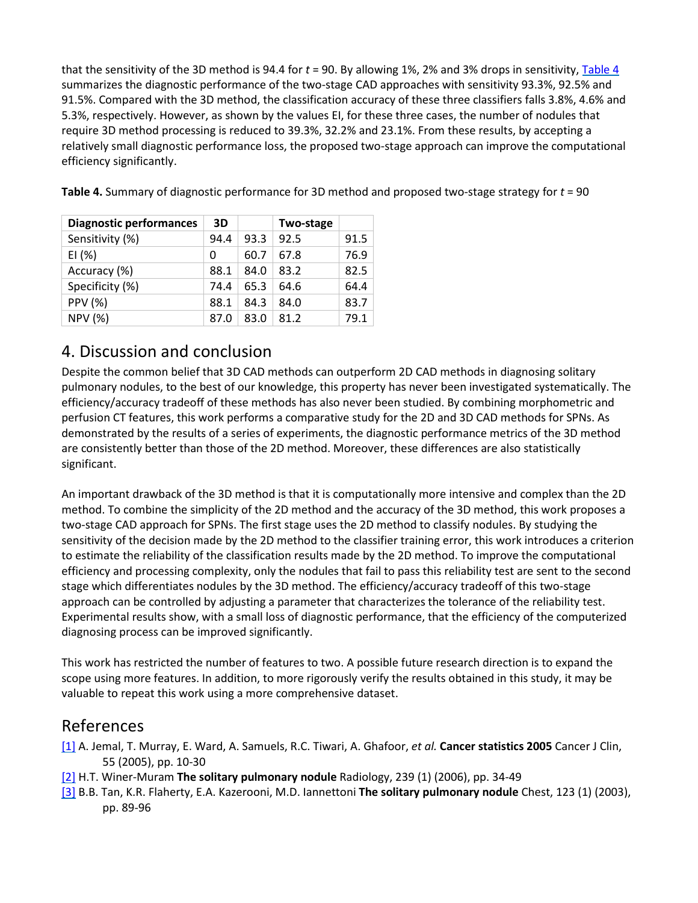that the sensitivity of the 3D method is 94.4 for $t$ = 90. By allowing 1%, 2% and 3% drops in sensitivity, Table 4 summarizes the diagnostic performance of the two-stage CAD approaches with sensitivity 93.3%, 92.5% and 91.5%. Compared with the 3D method, the classification accuracy of these three classifiers falls 3.8%, 4.6% and 5.3%, respectively. However, as shown by the values EI, for these three cases, the number of nodules that require 3D method processing is reduced to 39.3%, 32.2% and 23.1%. From these results, by accepting a relatively small diagnostic performance loss, the proposed two-stage approach can improve the computational efficiency significantly.

**Table 4.** Summary of diagnostic performance for 3D method and proposed two-stage strategy for $t$ = 90

| Diagnostic performances | 3D | | Two-stage | |
|---|---|---|---|---|
| Sensitivity (%) | 94.4 | 93.3 | 92.5 | 91.5 |
| EI (%) | 0 | 60.7 | 67.8 | 76.9 |
| Accuracy (%) | 88.1 | 84.0 | 83.2 | 82.5 |
| Specificity (%) | 74.4 | 65.3 | 64.6 | 64.4 |
| PPV (%) | 88.1 | 84.3 | 84.0 | 83.7 |
| NPV (%) | 87.0 | 83.0 | 81.2 | 79.1 |

## 4. Discussion and conclusion

Despite the common belief that 3D CAD methods can outperform 2D CAD methods in diagnosing solitary pulmonary nodules, to the best of our knowledge, this property has never been investigated systematically. The efficiency/accuracy tradeoff of these methods has also never been studied. By combining morphometric and perfusion CT features, this work performs a comparative study for the 2D and 3D CAD methods for SPNs. As demonstrated by the results of a series of experiments, the diagnostic performance metrics of the 3D method are consistently better than those of the 2D method. Moreover, these differences are also statistically significant.

An important drawback of the 3D method is that it is computationally more intensive and complex than the 2D method. To combine the simplicity of the 2D method and the accuracy of the 3D method, this work proposes a two-stage CAD approach for SPNs. The first stage uses the 2D method to classify nodules. By studying the sensitivity of the decision made by the 2D method to the classifier training error, this work introduces a criterion to estimate the reliability of the classification results made by the 2D method. To improve the computational efficiency and processing complexity, only the nodules that fail to pass this reliability test are sent to the second stage which differentiates nodules by the 3D method. The efficiency/accuracy tradeoff of this two-stage approach can be controlled by adjusting a parameter that characterizes the tolerance of the reliability test. Experimental results show, with a small loss of diagnostic performance, that the efficiency of the computerized diagnosing process can be improved significantly.

This work has restricted the number of features to two. A possible future research direction is to expand the scope using more features. In addition, to more rigorously verify the results obtained in this study, it may be valuable to repeat this work using a more comprehensive dataset.

## References

[1] A. Jemal, T. Murray, E. Ward, A. Samuels, R.C. Tiwari, A. Ghafoor, *et al.* **Cancer statistics 2005** Cancer J Clin, 55 (2005), pp. 10-30

[2] H.T. Winer-Muram **The solitary pulmonary nodule** Radiology, 239 (1) (2006), pp. 34-49

[3] B.B. Tan, K.R. Flaherty, E.A. Kazerooni, M.D. Iannettoni **The solitary pulmonary nodule** Chest, 123 (1) (2003), pp. 89-96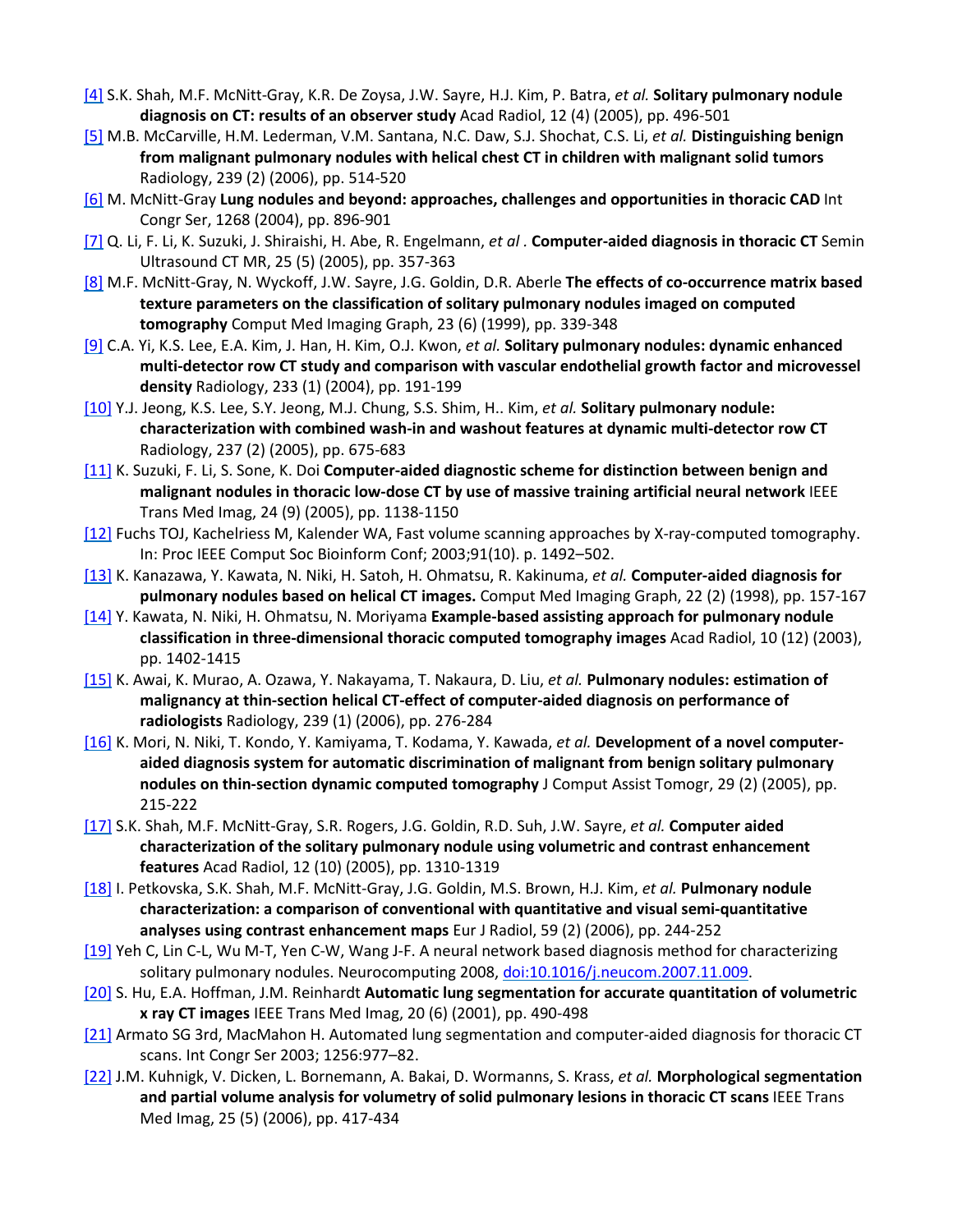[4] S.K. Shah, M.F. McNitt-Gray, K.R. De Zoysa, J.W. Sayre, H.J. Kim, P. Batra, *et al.* **Solitary pulmonary nodule diagnosis on CT: results of an observer study** Acad Radiol, 12 (4) (2005), pp. 496-501

[5] M.B. McCarville, H.M. Lederman, V.M. Santana, N.C. Daw, S.J. Shochat, C.S. Li, *et al.* **Distinguishing benign from malignant pulmonary nodules with helical chest CT in children with malignant solid tumors** Radiology, 239 (2) (2006), pp. 514-520

[6] M. McNitt-Gray **Lung nodules and beyond: approaches, challenges and opportunities in thoracic CAD** Int Congr Ser, 1268 (2004), pp. 896-901

[7] Q. Li, F. Li, K. Suzuki, J. Shiraishi, H. Abe, R. Engelmann, *et al* . **Computer-aided diagnosis in thoracic CT** Semin Ultrasound CT MR, 25 (5) (2005), pp. 357-363

[8] M.F. McNitt-Gray, N. Wyckoff, J.W. Sayre, J.G. Goldin, D.R. Aberle **The effects of co-occurrence matrix based texture parameters on the classification of solitary pulmonary nodules imaged on computed tomography** Comput Med Imaging Graph, 23 (6) (1999), pp. 339-348

[9] C.A. Yi, K.S. Lee, E.A. Kim, J. Han, H. Kim, O.J. Kwon, *et al.* **Solitary pulmonary nodules: dynamic enhanced multi-detector row CT study and comparison with vascular endothelial growth factor and microvessel density** Radiology, 233 (1) (2004), pp. 191-199

[10] Y.J. Jeong, K.S. Lee, S.Y. Jeong, M.J. Chung, S.S. Shim, H.. Kim, *et al.* **Solitary pulmonary nodule: characterization with combined wash-in and washout features at dynamic multi-detector row CT** Radiology, 237 (2) (2005), pp. 675-683

[11] K. Suzuki, F. Li, S. Sone, K. Doi **Computer-aided diagnostic scheme for distinction between benign and malignant nodules in thoracic low-dose CT by use of massive training artificial neural network** IEEE Trans Med Imag, 24 (9) (2005), pp. 1138-1150

[12] Fuchs TOJ, Kachelriess M, Kalender WA, Fast volume scanning approaches by X-ray-computed tomography. In: Proc IEEE Comput Soc Bioinform Conf; 2003;91(10). p. 1492–502.

[13] K. Kanazawa, Y. Kawata, N. Niki, H. Satoh, H. Ohmatsu, R. Kakinuma, *et al.* **Computer-aided diagnosis for pulmonary nodules based on helical CT images.** Comput Med Imaging Graph, 22 (2) (1998), pp. 157-167

[14] Y. Kawata, N. Niki, H. Ohmatsu, N. Moriyama **Example-based assisting approach for pulmonary nodule classification in three-dimensional thoracic computed tomography images** Acad Radiol, 10 (12) (2003), pp. 1402-1415

[15] K. Awai, K. Murao, A. Ozawa, Y. Nakayama, T. Nakaura, D. Liu, *et al.* **Pulmonary nodules: estimation of malignancy at thin-section helical CT-effect of computer-aided diagnosis on performance of radiologists** Radiology, 239 (1) (2006), pp. 276-284

[16] K. Mori, N. Niki, T. Kondo, Y. Kamiyama, T. Kodama, Y. Kawada, *et al.* **Development of a novel computer-aided diagnosis system for automatic discrimination of malignant from benign solitary pulmonary nodules on thin-section dynamic computed tomography** J Comput Assist Tomogr, 29 (2) (2005), pp. 215-222

[17] S.K. Shah, M.F. McNitt-Gray, S.R. Rogers, J.G. Goldin, R.D. Suh, J.W. Sayre, *et al.* **Computer aided characterization of the solitary pulmonary nodule using volumetric and contrast enhancement features** Acad Radiol, 12 (10) (2005), pp. 1310-1319

[18] I. Petkovska, S.K. Shah, M.F. McNitt-Gray, J.G. Goldin, M.S. Brown, H.J. Kim, *et al.* **Pulmonary nodule characterization: a comparison of conventional with quantitative and visual semi-quantitative analyses using contrast enhancement maps** Eur J Radiol, 59 (2) (2006), pp. 244-252

[19] Yeh C, Lin C-L, Wu M-T, Yen C-W, Wang J-F. A neural network based diagnosis method for characterizing solitary pulmonary nodules. Neurocomputing 2008, doi:10.1016/j.neucom.2007.11.009.

[20] S. Hu, E.A. Hoffman, J.M. Reinhardt **Automatic lung segmentation for accurate quantitation of volumetric x ray CT images** IEEE Trans Med Imag, 20 (6) (2001), pp. 490-498

[21] Armato SG 3rd, MacMahon H. Automated lung segmentation and computer-aided diagnosis for thoracic CT scans. Int Congr Ser 2003; 1256:977–82.

[22] J.M. Kuhnigk, V. Dicken, L. Bornemann, A. Bakai, D. Wormanns, S. Krass, *et al.* **Morphological segmentation and partial volume analysis for volumetry of solid pulmonary lesions in thoracic CT scans** IEEE Trans Med Imag, 25 (5) (2006), pp. 417-434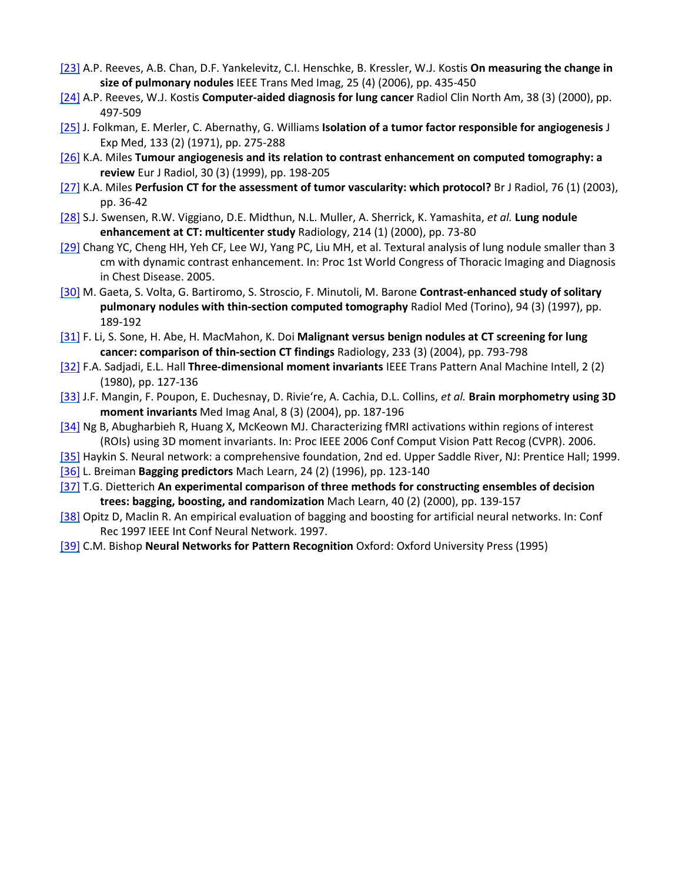[23] A.P. Reeves, A.B. Chan, D.F. Yankelevitz, C.I. Henschke, B. Kressler, W.J. Kostis **On measuring the change in size of pulmonary nodules** IEEE Trans Med Imag, 25 (4) (2006), pp. 435-450

[24] A.P. Reeves, W.J. Kostis **Computer-aided diagnosis for lung cancer** Radiol Clin North Am, 38 (3) (2000), pp. 497-509

[25] J. Folkman, E. Merler, C. Abernathy, G. Williams **Isolation of a tumor factor responsible for angiogenesis** J Exp Med, 133 (2) (1971), pp. 275-288

[26] K.A. Miles **Tumour angiogenesis and its relation to contrast enhancement on computed tomography: a review** Eur J Radiol, 30 (3) (1999), pp. 198-205

[27] K.A. Miles **Perfusion CT for the assessment of tumor vascularity: which protocol?** Br J Radiol, 76 (1) (2003), pp. 36-42

[28] S.J. Swensen, R.W. Viggiano, D.E. Midthun, N.L. Muller, A. Sherrick, K. Yamashita, *et al.* **Lung nodule enhancement at CT: multicenter study** Radiology, 214 (1) (2000), pp. 73-80

[29] Chang YC, Cheng HH, Yeh CF, Lee WJ, Yang PC, Liu MH, et al. Textural analysis of lung nodule smaller than 3 cm with dynamic contrast enhancement. In: Proc 1st World Congress of Thoracic Imaging and Diagnosis in Chest Disease. 2005.

[30] M. Gaeta, S. Volta, G. Bartiromo, S. Stroscio, F. Minutoli, M. Barone **Contrast-enhanced study of solitary pulmonary nodules with thin-section computed tomography** Radiol Med (Torino), 94 (3) (1997), pp. 189-192

[31] F. Li, S. Sone, H. Abe, H. MacMahon, K. Doi **Malignant versus benign nodules at CT screening for lung cancer: comparison of thin-section CT findings** Radiology, 233 (3) (2004), pp. 793-798

[32] F.A. Sadjadi, E.L. Hall **Three-dimensional moment invariants** IEEE Trans Pattern Anal Machine Intell, 2 (2) (1980), pp. 127-136

[33] J.F. Mangin, F. Poupon, E. Duchesnay, D. Rivie're, A. Cachia, D.L. Collins, *et al.* **Brain morphometry using 3D moment invariants** Med Imag Anal, 8 (3) (2004), pp. 187-196

[34] Ng B, Abugharbieh R, Huang X, McKeown MJ. Characterizing fMRI activations within regions of interest (ROIs) using 3D moment invariants. In: Proc IEEE 2006 Conf Comput Vision Patt Recog (CVPR). 2006.

[35] Haykin S. Neural network: a comprehensive foundation, 2nd ed. Upper Saddle River, NJ: Prentice Hall; 1999.

[36] L. Breiman **Bagging predictors** Mach Learn, 24 (2) (1996), pp. 123-140

[37] T.G. Dietterich **An experimental comparison of three methods for constructing ensembles of decision trees: bagging, boosting, and randomization** Mach Learn, 40 (2) (2000), pp. 139-157

[38] Opitz D, Maclin R. An empirical evaluation of bagging and boosting for artificial neural networks. In: Conf Rec 1997 IEEE Int Conf Neural Network. 1997.

[39] C.M. Bishop **Neural Networks for Pattern Recognition** Oxford: Oxford University Press (1995)